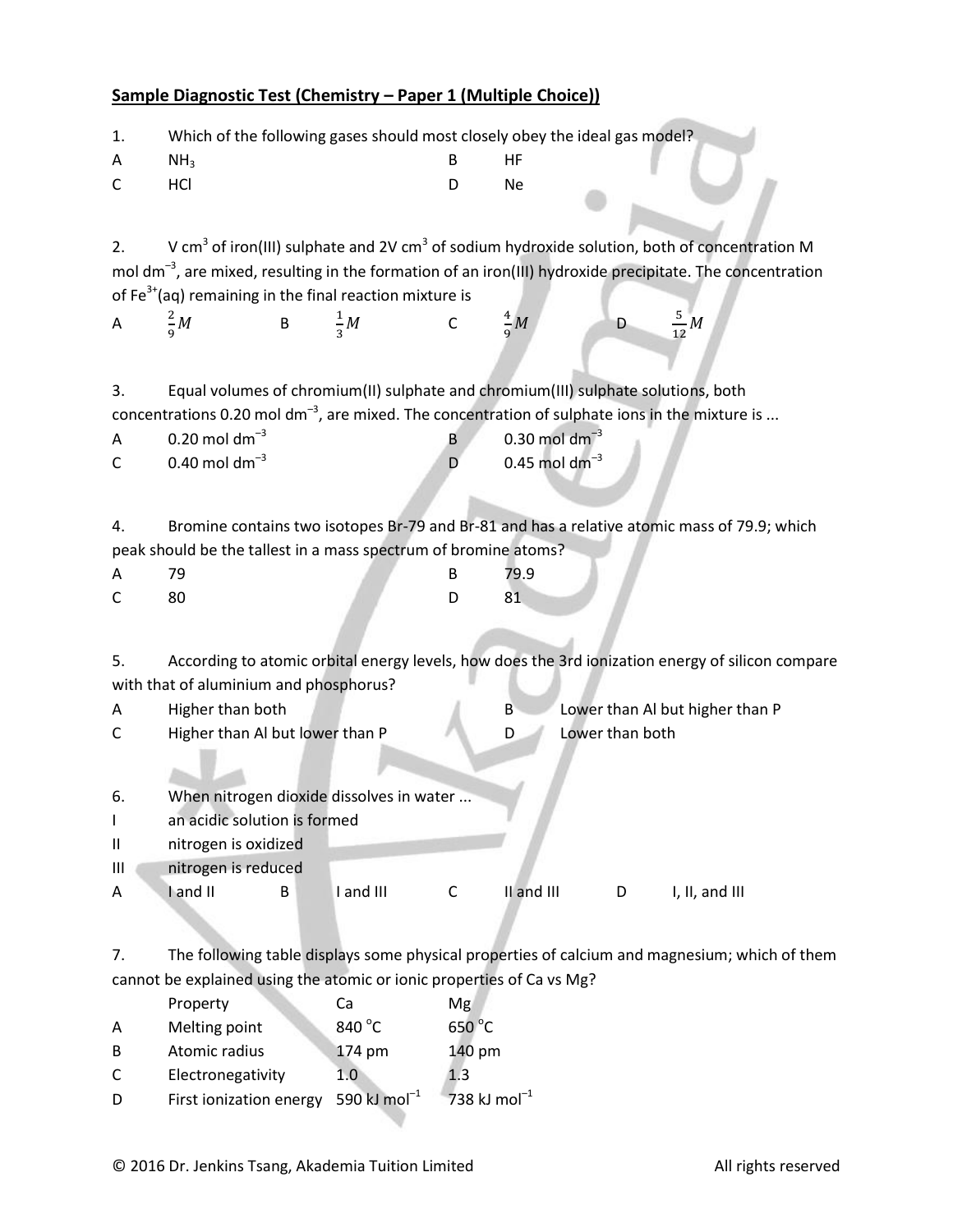**Sample Diagnostic Test (Chemistry – Paper 1 (Multiple Choice))**

1. Which of the following gases should most closely obey the ideal gas model?

A $NH_3$  
B HF  
C HCl  
D Ne

2. V $cm^3$ of iron(III) sulphate and 2V $cm^3$ of sodium hydroxide solution, both of concentration M mol $dm^{-3}$, are mixed, resulting in the formation of an iron(III) hydroxide precipitate. The concentration of $Fe^{3+}$(aq) remaining in the final reaction mixture is

A $\frac{2}{9}M$  
B $\frac{1}{3}M$  
C $\frac{4}{9}M$  
D $\frac{5}{12}M$

3. Equal volumes of chromium(II) sulphate and chromium(III) sulphate solutions, both concentrations 0.20 mol $dm^{-3}$, are mixed. The concentration of sulphate ions in the mixture is ...

A 0.20 mol $dm^{-3}$  
B 0.30 mol $dm^{-3}$  
C 0.40 mol $dm^{-3}$  
D 0.45 mol $dm^{-3}$

4. Bromine contains two isotopes Br-79 and Br-81 and has a relative atomic mass of 79.9; which peak should be the tallest in a mass spectrum of bromine atoms?

A 79  
B 79.9  
C 80  
D 81

5. According to atomic orbital energy levels, how does the 3rd ionization energy of silicon compare with that of aluminium and phosphorus?

A Higher than both  
B Lower than Al but higher than P  
C Higher than Al but lower than P  
D Lower than both

6. When nitrogen dioxide dissolves in water ...

I an acidic solution is formed  
II nitrogen is oxidized  
III nitrogen is reduced

A I and II  
B I and III  
C II and III  
D I, II, and III

7. The following table displays some physical properties of calcium and magnesium; which of them cannot be explained using the atomic or ionic properties of Ca vs Mg?

| | Property | Ca | Mg |
|---|---|---|---|
| A | Melting point | 840 °C | 650 °C |
| B | Atomic radius | 174 pm | 140 pm |
| C | Electronegativity | 1.0 | 1.3 |
| D | First ionization energy | 590 kJ $mol^{-1}$ | 738 kJ $mol^{-1}$ |

© 2016 Dr. Jenkins Tsang, Akademia Tuition Limited All rights reserved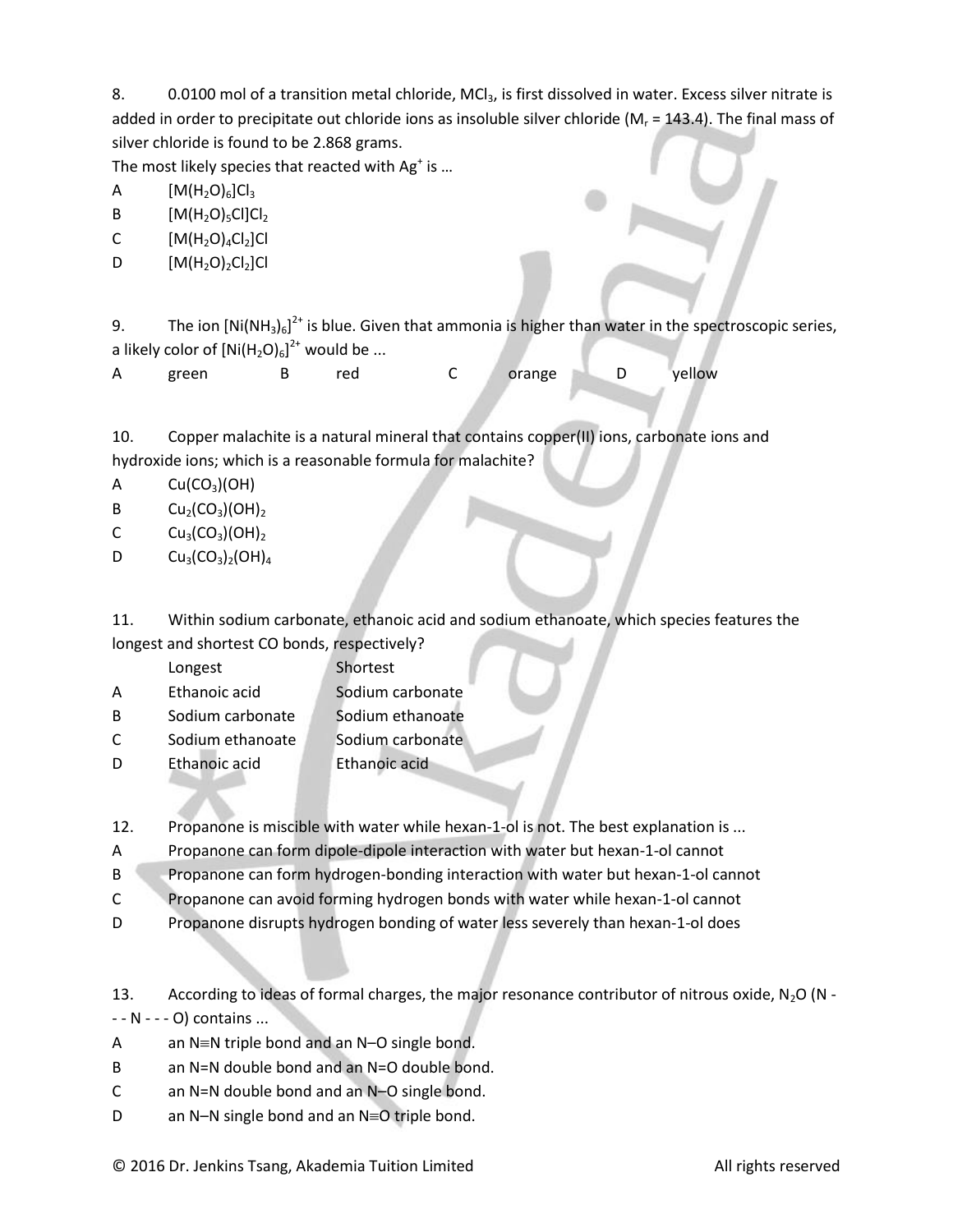8. 0.0100 mol of a transition metal chloride, $MCl_3$, is first dissolved in water. Excess silver nitrate is added in order to precipitate out chloride ions as insoluble silver chloride ($M_r$ = 143.4). The final mass of silver chloride is found to be 2.868 grams.

The most likely species that reacted with $Ag^+$ is …

A $[M(H_2O)_6]Cl_3$

B $[M(H_2O)_5Cl]Cl_2$

C $[M(H_2O)_4Cl_2]Cl$

D $[M(H_2O)_2Cl_2]Cl$

9. The ion $[Ni(NH_3)_6]^{2+}$ is blue. Given that ammonia is higher than water in the spectroscopic series, a likely color of $[Ni(H_2O)_6]^{2+}$ would be ...

A green B red C orange D yellow

10. Copper malachite is a natural mineral that contains copper(II) ions, carbonate ions and hydroxide ions; which is a reasonable formula for malachite?

A $Cu(CO_3)(OH)$

B $Cu_2(CO_3)(OH)_2$

C $Cu_3(CO_3)(OH)_2$

D $Cu_3(CO_3)_2(OH)_4$

11. Within sodium carbonate, ethanoic acid and sodium ethanoate, which species features the longest and shortest CO bonds, respectively?

| | Longest | Shortest |
|---|---|---|
| A | Ethanoic acid | Sodium carbonate |
| B | Sodium carbonate | Sodium ethanoate |
| C | Sodium ethanoate | Sodium carbonate |
| D | Ethanoic acid | Ethanoic acid |

12. Propanone is miscible with water while hexan-1-ol is not. The best explanation is ...

A Propanone can form dipole-dipole interaction with water but hexan-1-ol cannot

B Propanone can form hydrogen-bonding interaction with water but hexan-1-ol cannot

C Propanone can avoid forming hydrogen bonds with water while hexan-1-ol cannot

D Propanone disrupts hydrogen bonding of water less severely than hexan-1-ol does

13. According to ideas of formal charges, the major resonance contributor of nitrous oxide, $N_2O$ (N - - - N - - - O) contains ...

A an N≡N triple bond and an N–O single bond.

B an N=N double bond and an N=O double bond.

C an N=N double bond and an N–O single bond.

D an N–N single bond and an N≡O triple bond.

© 2016 Dr. Jenkins Tsang, Akademia Tuition Limited All rights reserved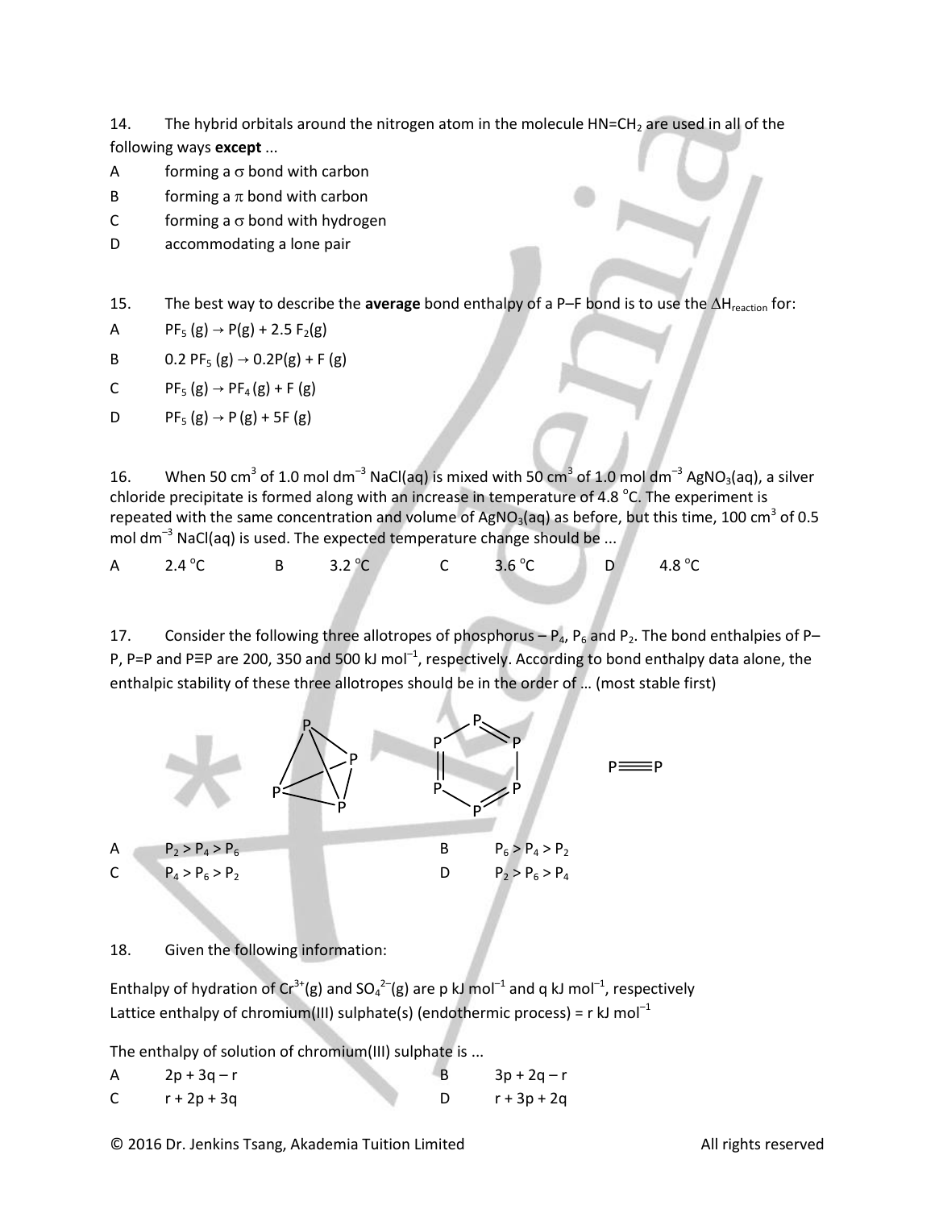14. The hybrid orbitals around the nitrogen atom in the molecule $HN=CH_2$ are used in all of the following ways **except** ...

A forming a $\sigma$ bond with carbon

B forming a $\pi$ bond with carbon

C forming a $\sigma$ bond with hydrogen

D accommodating a lone pair

15. The best way to describe the **average** bond enthalpy of a P–F bond is to use the $\Delta H_{reaction}$ for:

A $PF_5(g) \rightarrow P(g) + 2.5\ F_2(g)$

B $0.2\ PF_5(g) \rightarrow 0.2P(g) + F(g)$

C $PF_5(g) \rightarrow PF_4(g) + F(g)$

D $PF_5(g) \rightarrow P(g) + 5F(g)$

16. When 50 cm$^3$ of 1.0 mol dm$^{-3}$ NaCl(aq) is mixed with 50 cm$^3$ of 1.0 mol dm$^{-3}$ $AgNO_3$(aq), a silver chloride precipitate is formed along with an increase in temperature of 4.8 °C. The experiment is repeated with the same concentration and volume of $AgNO_3$(aq) as before, but this time, 100 cm$^3$ of 0.5 mol dm$^{-3}$ NaCl(aq) is used. The expected temperature change should be ...

A 2.4 °C  B 3.2 °C  C 3.6 °C  D 4.8 °C

17. Consider the following three allotropes of phosphorus – $P_4$, $P_6$ and $P_2$. The bond enthalpies of P–P, P=P and P≡P are 200, 350 and 500 kJ mol$^{-1}$, respectively. According to bond enthalpy data alone, the enthalpic stability of these three allotropes should be in the order of ... (most stable first)

A $P_2 > P_4 > P_6$  B $P_6 > P_4 > P_2$

C $P_4 > P_6 > P_2$  D $P_2 > P_6 > P_4$

18. Given the following information:

Enthalpy of hydration of $Cr^{3+}$(g) and $SO_4^{2-}$(g) are p kJ mol$^{-1}$ and q kJ mol$^{-1}$, respectively
Lattice enthalpy of chromium(III) sulphate(s) (endothermic process) = r kJ mol$^{-1}$

The enthalpy of solution of chromium(III) sulphate is ...

A $2p + 3q - r$  B $3p + 2q - r$

C $r + 2p + 3q$  D $r + 3p + 2q$

© 2016 Dr. Jenkins Tsang, Akademia Tuition Limited All rights reserved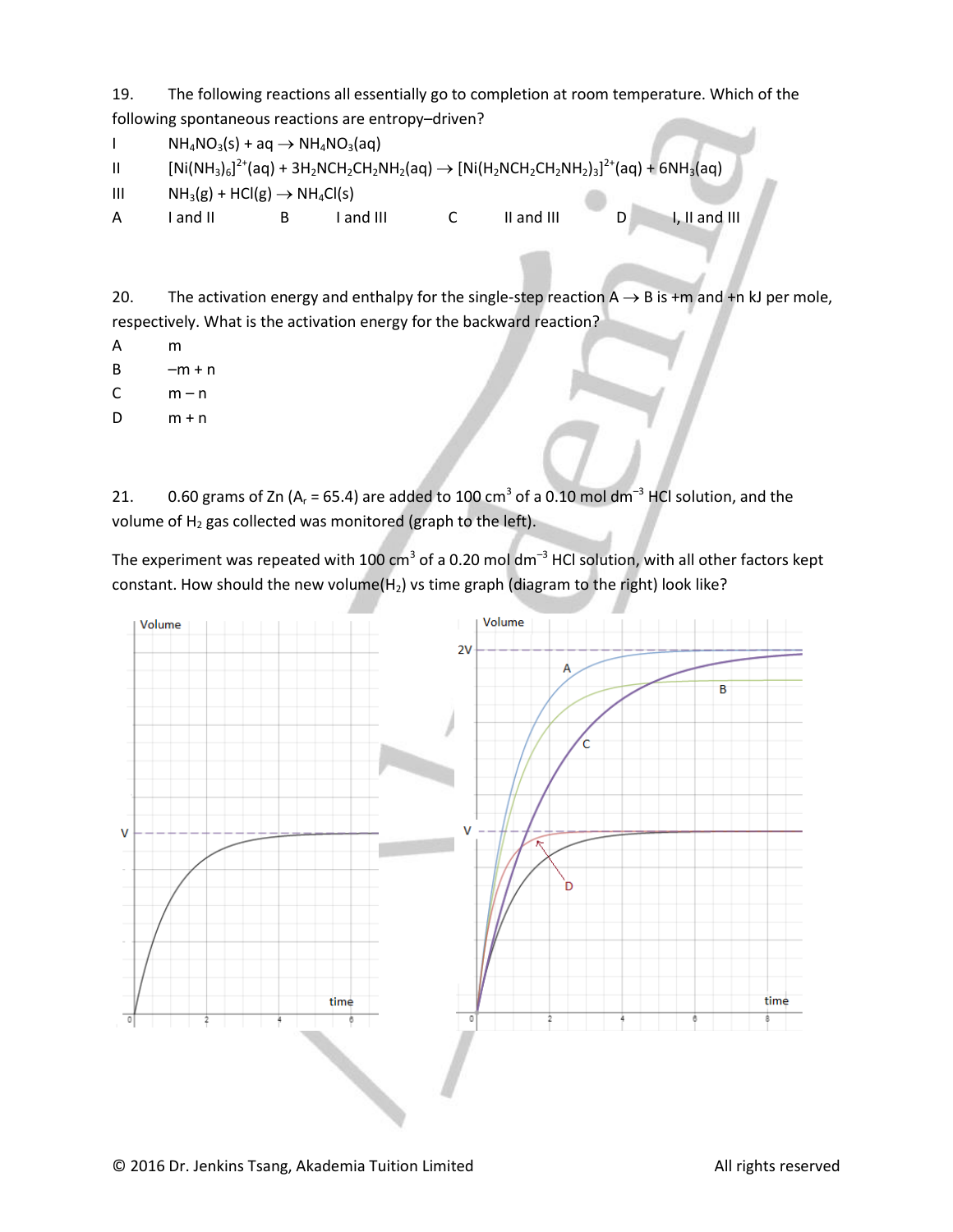19. The following reactions all essentially go to completion at room temperature. Which of the following spontaneous reactions are entropy–driven?

I $NH_4NO_3(s) + aq \rightarrow NH_4NO_3(aq)$

II $[Ni(NH_3)_6]^{2+}(aq) + 3H_2NCH_2CH_2NH_2(aq) \rightarrow [Ni(H_2NCH_2CH_2NH_2)_3]^{2+}(aq) + 6NH_3(aq)$

III $NH_3(g) + HCl(g) \rightarrow NH_4Cl(s)$

A I and II B I and III C II and III D I, II and III

20. The activation energy and enthalpy for the single-step reaction A → B is +m and +n kJ per mole, respectively. What is the activation energy for the backward reaction?

A m

B −m + n

C m − n

D m + n

21. 0.60 grams of Zn ($A_r$ = 65.4) are added to 100 cm$^3$ of a 0.10 mol dm$^{-3}$ HCl solution, and the volume of $H_2$ gas collected was monitored (graph to the left).

The experiment was repeated with 100 cm$^3$ of a 0.20 mol dm$^{-3}$ HCl solution, with all other factors kept constant. How should the new volume($H_2$) vs time graph (diagram to the right) look like?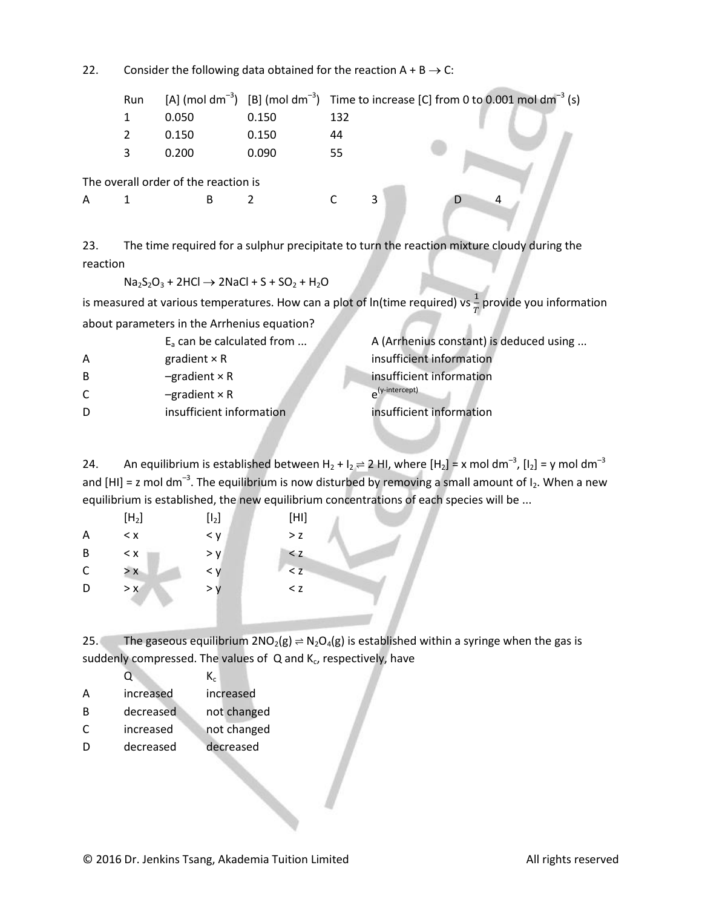22. Consider the following data obtained for the reaction A + B $\rightarrow$ C:

| Run | [A] (mol dm$^{-3}$) | [B] (mol dm$^{-3}$) | Time to increase [C] from 0 to 0.001 mol dm$^{-3}$ (s) |
|---|---|---|---|
| 1 | 0.050 | 0.150 | 132 |
| 2 | 0.150 | 0.150 | 44 |
| 3 | 0.200 | 0.090 | 55 |

The overall order of the reaction is

A 1 B 2 C 3 D 4

23. The time required for a sulphur precipitate to turn the reaction mixture cloudy during the reaction

$Na_2S_2O_3 + 2HCl \rightarrow 2NaCl + S + SO_2 + H_2O$

is measured at various temperatures. How can a plot of ln(time required) vs $\frac{1}{T}$ provide you information about parameters in the Arrhenius equation?

| | $E_a$ can be calculated from ... | A (Arrhenius constant) is deduced using ... |
|---|---|---|
| A | gradient × R | insufficient information |
| B | –gradient × R | insufficient information |
| C | –gradient × R | $e^{(\text{y-intercept})}$ |
| D | insufficient information | insufficient information |

24. An equilibrium is established between $H_2 + I_2 \rightleftharpoons 2$ HI, where [$H_2$] = x mol dm$^{-3}$, [$I_2$] = y mol dm$^{-3}$ and [HI] = z mol dm$^{-3}$. The equilibrium is now disturbed by removing a small amount of $I_2$. When a new equilibrium is established, the new equilibrium concentrations of each species will be ...

| | [$H_2$] | [$I_2$] | [HI] |
|---|---|---|---|
| A | < x | < y | > z |
| B | < x | > y | < z |
| C | > x | < y | < z |
| D | > x | > y | < z |

25. The gaseous equilibrium $2NO_2(g) \rightleftharpoons N_2O_4(g)$ is established within a syringe when the gas is suddenly compressed. The values of Q and $K_c$, respectively, have

| | Q | $K_c$ |
|---|---|---|
| A | increased | increased |
| B | decreased | not changed |
| C | increased | not changed |
| D | decreased | decreased |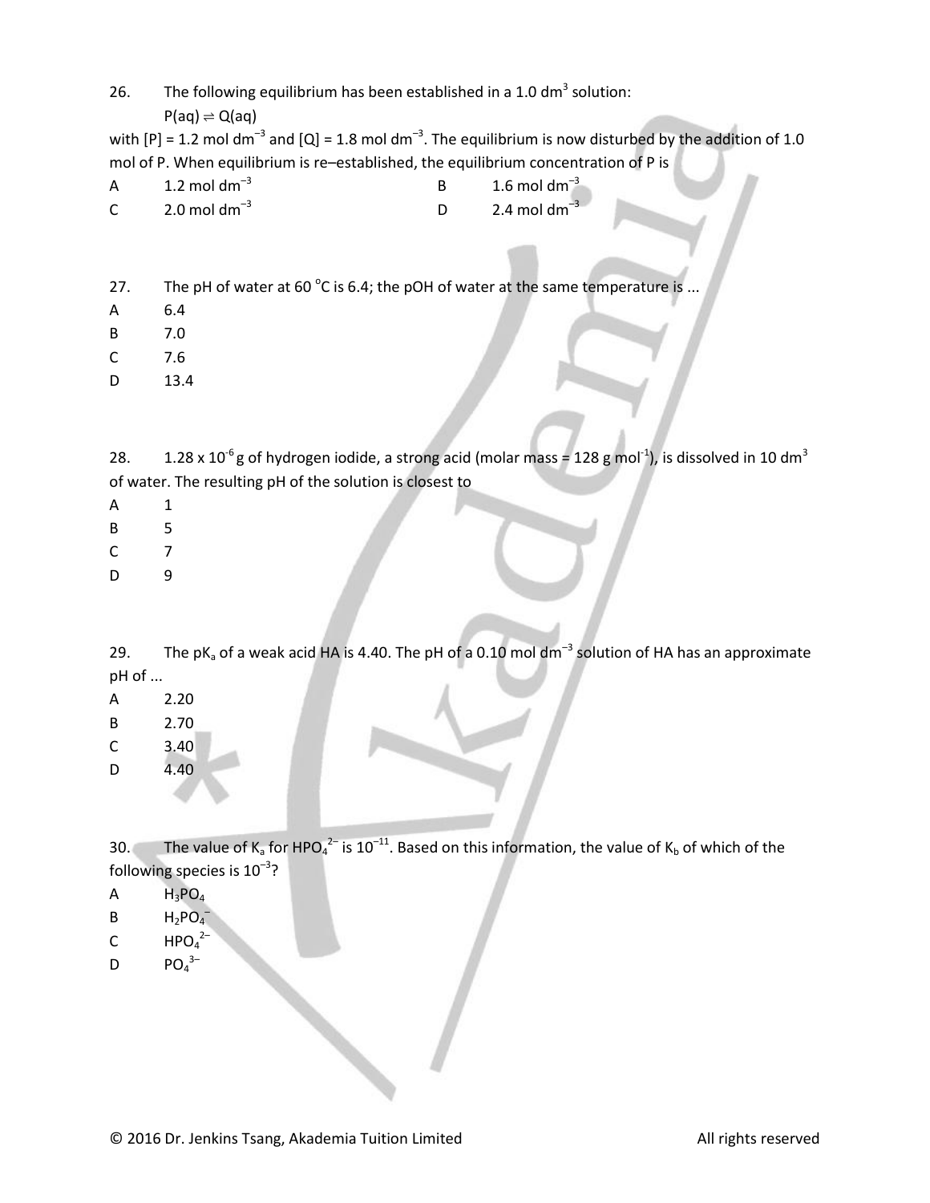26. The following equilibrium has been established in a 1.0 $dm^3$ solution:

$P(aq) \rightleftharpoons Q(aq)$

with $[P] = 1.2$ mol $dm^{-3}$ and $[Q] = 1.8$ mol $dm^{-3}$. The equilibrium is now disturbed by the addition of 1.0 mol of P. When equilibrium is re–established, the equilibrium concentration of P is

| | | | |
|---|---|---|---|
| A | 1.2 mol $dm^{-3}$ | B | 1.6 mol $dm^{-3}$ |
| C | 2.0 mol $dm^{-3}$ | D | 2.4 mol $dm^{-3}$ |

27. The pH of water at 60 °C is 6.4; the pOH of water at the same temperature is ...

A 6.4

B 7.0

C 7.6

D 13.4

28. $1.28 \times 10^{-6}$ g of hydrogen iodide, a strong acid (molar mass = 128 g $mol^{-1}$), is dissolved in 10 $dm^3$ of water. The resulting pH of the solution is closest to

A 1

B 5

C 7

D 9

29. The $pK_a$ of a weak acid HA is 4.40. The pH of a 0.10 mol $dm^{-3}$ solution of HA has an approximate pH of ...

A 2.20

B 2.70

C 3.40

D 4.40

30. The value of $K_a$ for $HPO_4^{2-}$ is $10^{-11}$. Based on this information, the value of $K_b$ of which of the following species is $10^{-3}$?

A $H_3PO_4$

B $H_2PO_4^-$

C $HPO_4^{2-}$

D $PO_4^{3-}$

© 2016 Dr. Jenkins Tsang, Akademia Tuition Limited All rights reserved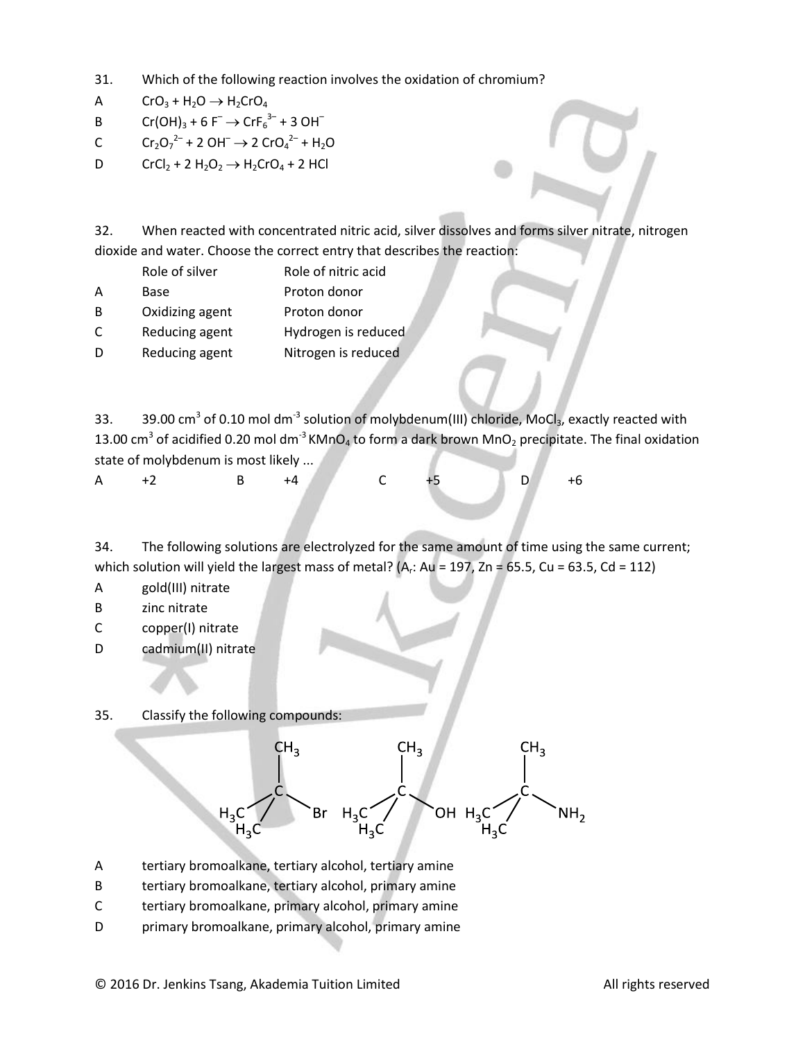31. Which of the following reaction involves the oxidation of chromium?

A $CrO_3 + H_2O \rightarrow H_2CrO_4$

B $Cr(OH)_3 + 6\ F^- \rightarrow CrF_6^{3-} + 3\ OH^-$

C $Cr_2O_7^{2-} + 2\ OH^- \rightarrow 2\ CrO_4^{2-} + H_2O$

D $CrCl_2 + 2\ H_2O_2 \rightarrow H_2CrO_4 + 2\ HCl$

32. When reacted with concentrated nitric acid, silver dissolves and forms silver nitrate, nitrogen dioxide and water. Choose the correct entry that describes the reaction:

| | Role of silver | Role of nitric acid |
|---|---|---|
| A | Base | Proton donor |
| B | Oxidizing agent | Proton donor |
| C | Reducing agent | Hydrogen is reduced |
| D | Reducing agent | Nitrogen is reduced |

33. 39.00 cm$^3$ of 0.10 mol dm$^{-3}$ solution of molybdenum(III) chloride, $MoCl_3$, exactly reacted with 13.00 cm$^3$ of acidified 0.20 mol dm$^{-3}$ $KMnO_4$ to form a dark brown $MnO_2$ precipitate. The final oxidation state of molybdenum is most likely ...

A +2 B +4 C +5 D +6

34. The following solutions are electrolyzed for the same amount of time using the same current; which solution will yield the largest mass of metal? ($A_r$: Au = 197, Zn = 65.5, Cu = 63.5, Cd = 112)

A gold(III) nitrate

B zinc nitrate

C copper(I) nitrate

D cadmium(II) nitrate

35. Classify the following compounds:

$(CH_3)_3C{-}Br$ $(CH_3)_3C{-}OH$ $(CH_3)_3C{-}NH_2$

A tertiary bromoalkane, tertiary alcohol, tertiary amine

B tertiary bromoalkane, tertiary alcohol, primary amine

C tertiary bromoalkane, primary alcohol, primary amine

D primary bromoalkane, primary alcohol, primary amine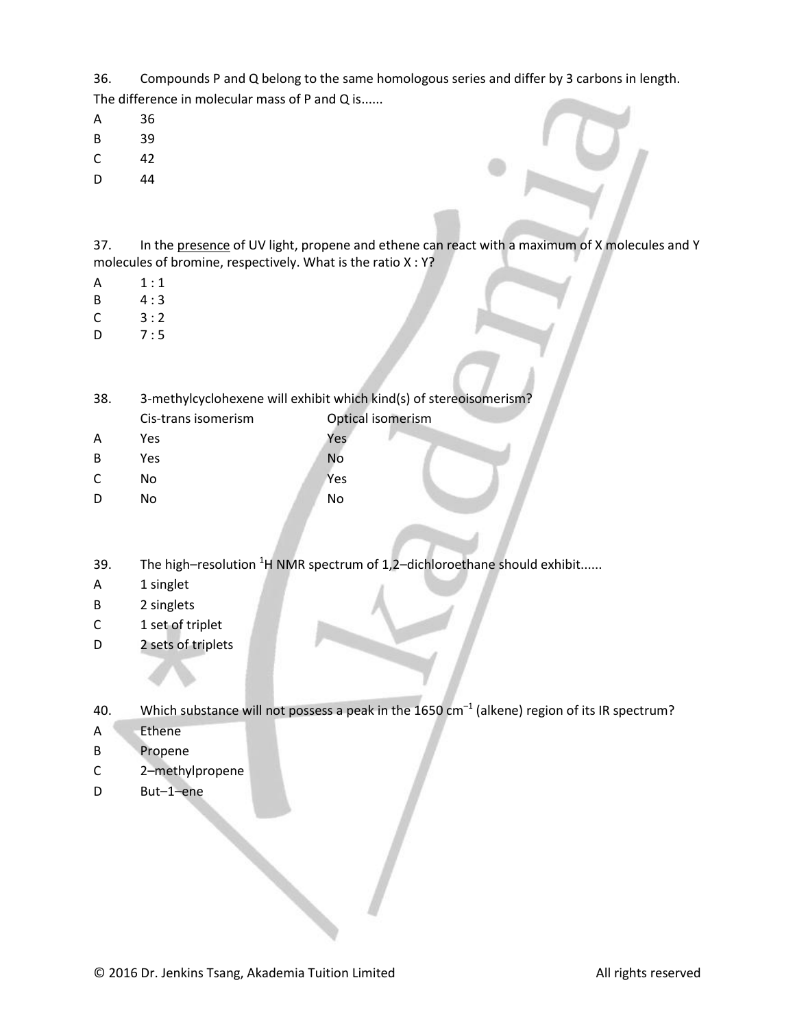36. Compounds P and Q belong to the same homologous series and differ by 3 carbons in length. The difference in molecular mass of P and Q is......

A 36

B 39

C 42

D 44

37. In the <u>presence</u> of UV light, propene and ethene can react with a maximum of X molecules and Y molecules of bromine, respectively. What is the ratio X : Y?

A 1 : 1

B 4 : 3

C 3 : 2

D 7 : 5

38. 3-methylcyclohexene will exhibit which kind(s) of stereoisomerism?

| | Cis-trans isomerism | Optical isomerism |
|---|---|---|
| A | Yes | Yes |
| B | Yes | No |
| C | No | Yes |
| D | No | No |

39. The high–resolution $^1H$ NMR spectrum of 1,2–dichloroethane should exhibit......

A 1 singlet

B 2 singlets

C 1 set of triplet

D 2 sets of triplets

40. Which substance will not possess a peak in the 1650 $cm^{-1}$ (alkene) region of its IR spectrum?

A Ethene

B Propene

C 2–methylpropene

D But–1–ene

© 2016 Dr. Jenkins Tsang, Akademia Tuition Limited All rights reserved